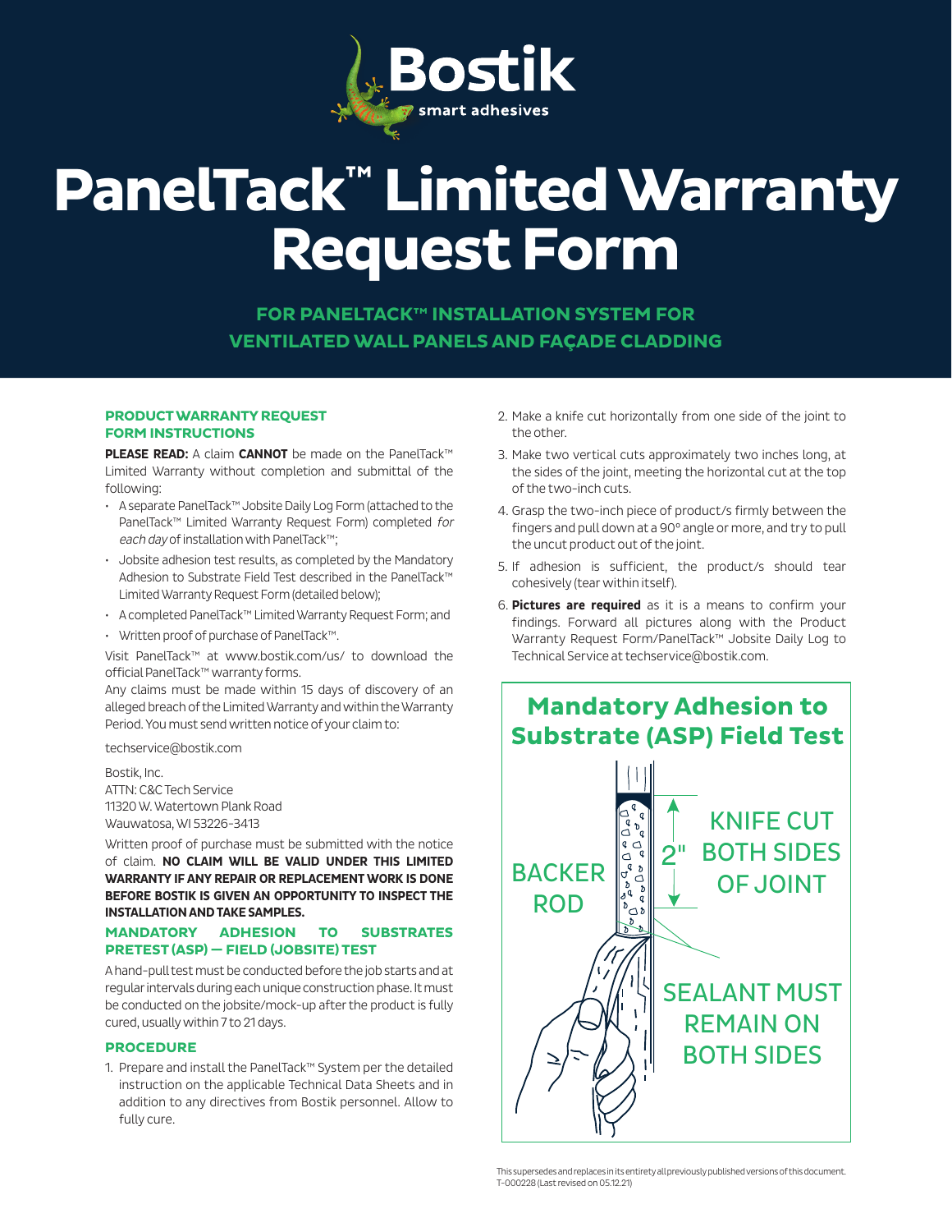# PanelTack™ Limited Warranty Request Form

**FOR PANELTACK™ INSTALLATION SYSTEM FOR VENTILATED WALL PANELS AND FAÇADE CLADDING**

## PRODUCT WARRANTY REQUEST FORM INSTRUCTIONS

**PLEASE READ:** A claim **CANNOT** be made on the PanelTack™ Limited Warranty without completion and submittal of the following:

- A separate PanelTack™ Jobsite Daily Log Form (attached to the PanelTack™ Limited Warranty Request Form) completed *for each day* of installation with PanelTack™;
- Jobsite adhesion test results, as completed by the Mandatory Adhesion to Substrate Field Test described in the PanelTack™ Limited Warranty Request Form (detailed below);
- A completed PanelTack™ Limited Warranty Request Form; and
- Written proof of purchase of PanelTack™.

Visit PanelTack™ at www.bostik.com/us/ to download the official PanelTack™ warranty forms.

Any claims must be made within 15 days of discovery of an alleged breach of the Limited Warranty and within the Warranty Period. You must send written notice of your claim to:

techservice@bostik.com

Bostik, Inc.
ATTN: C&C Tech Service
11320 W. Watertown Plank Road
Wauwatosa, WI 53226-3413

Written proof of purchase must be submitted with the notice of claim. **NO CLAIM WILL BE VALID UNDER THIS LIMITED WARRANTY IF ANY REPAIR OR REPLACEMENT WORK IS DONE BEFORE BOSTIK IS GIVEN AN OPPORTUNITY TO INSPECT THE INSTALLATION AND TAKE SAMPLES.**

## MANDATORY ADHESION TO SUBSTRATES PRETEST (ASP) — FIELD (JOBSITE) TEST

A hand-pull test must be conducted before the job starts and at regular intervals during each unique construction phase. It must be conducted on the jobsite/mock-up after the product is fully cured, usually within 7 to 21 days.

## PROCEDURE

1. Prepare and install the PanelTack™ System per the detailed instruction on the applicable Technical Data Sheets and in addition to any directives from Bostik personnel. Allow to fully cure.
2. Make a knife cut horizontally from one side of the joint to the other.
3. Make two vertical cuts approximately two inches long, at the sides of the joint, meeting the horizontal cut at the top of the two-inch cuts.
4. Grasp the two-inch piece of product/s firmly between the fingers and pull down at a 90° angle or more, and try to pull the uncut product out of the joint.
5. If adhesion is sufficient, the product/s should tear cohesively (tear within itself).
6. **Pictures are required** as it is a means to confirm your findings. Forward all pictures along with the Product Warranty Request Form/PanelTack™ Jobsite Daily Log to Technical Service at techservice@bostik.com.

## Mandatory Adhesion to Substrate (ASP) Field Test

BACKER ROD

2"

KNIFE CUT BOTH SIDES OF JOINT

SEALANT MUST REMAIN ON BOTH SIDES

This supersedes and replaces in its entirety all previously published versions of this document.
T-000228 (Last revised on 05.12.21)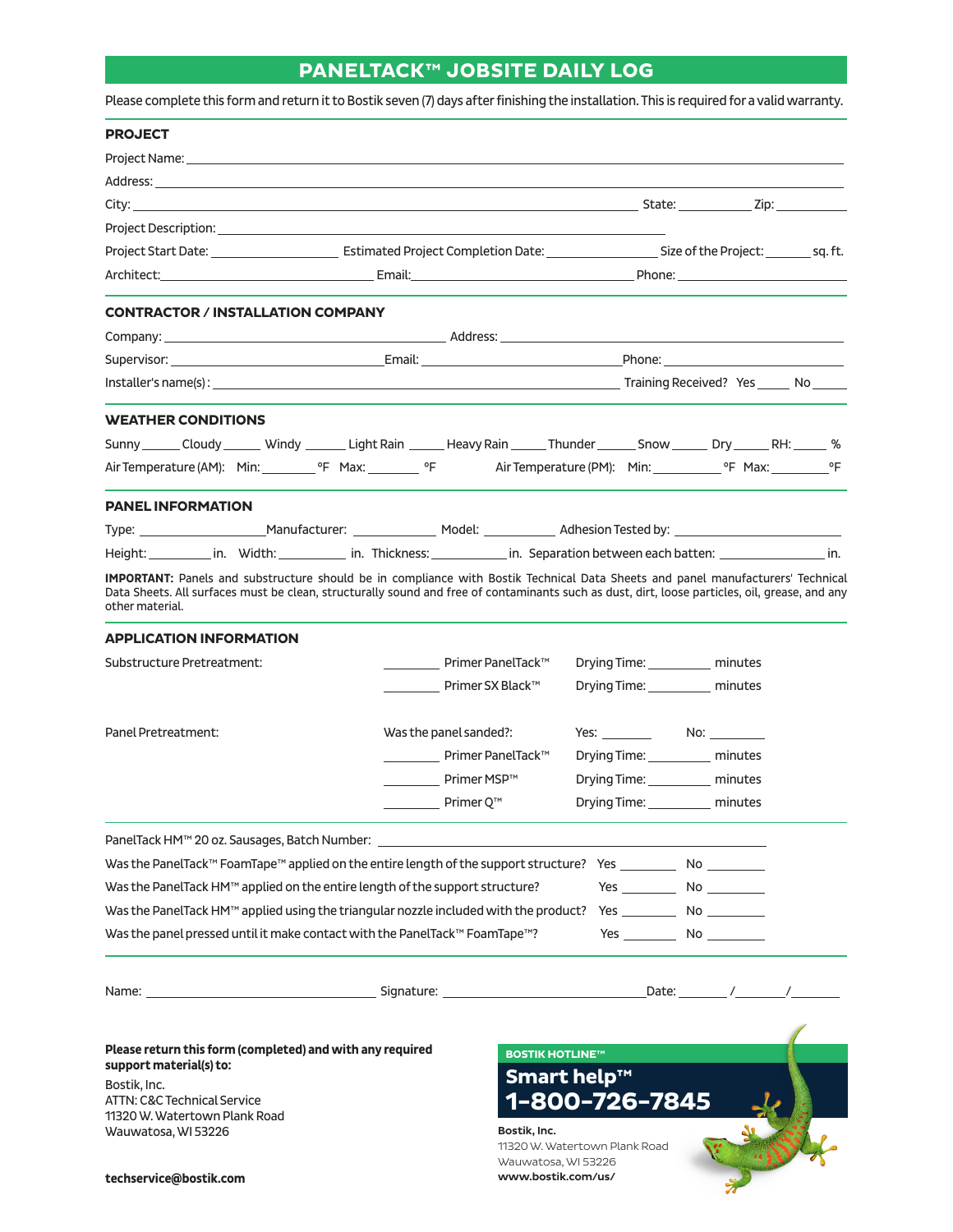# PANELTACK™ JOBSITE DAILY LOG

Please complete this form and return it to Bostik seven (7) days after finishing the installation. This is required for a valid warranty.

## PROJECT

Project Name: ______________________________

Address: ______________________________

City: ______________________________ State: __________ Zip: __________

Project Description: ______________________________

Project Start Date: ______________ Estimated Project Completion Date: ______________ Size of the Project: ______ sq. ft.

Architect: ______________ Email: ______________ Phone: ______________

## CONTRACTOR / INSTALLATION COMPANY

Company: ______________ Address: ______________

Supervisor: ______________ Email: ______________ Phone: ______________

Installer's name(s) : ______________ Training Received? Yes _____ No _____

## WEATHER CONDITIONS

Sunny _____ Cloudy _____ Windy _____ Light Rain _____ Heavy Rain _____ Thunder _____ Snow _____ Dry _____ RH: _____ %

Air Temperature (AM): Min: _______ °F Max: _______ °F Air Temperature (PM): Min: _______ °F Max: _______ °F

## PANEL INFORMATION

Type: ______________ Manufacturer: ______________ Model: ______________ Adhesion Tested by: ______________

Height: ________ in. Width: ________ in. Thickness: ________ in. Separation between each batten: ________ in.

**IMPORTANT:** Panels and substructure should be in compliance with Bostik Technical Data Sheets and panel manufacturers' Technical Data Sheets. All surfaces must be clean, structurally sound and free of contaminants such as dust, dirt, loose particles, oil, grease, and any other material.

## APPLICATION INFORMATION

Substructure Pretreatment:

- _______ Primer PanelTack™ Drying Time: _______ minutes
- _______ Primer SX Black™ Drying Time: _______ minutes

Panel Pretreatment:

- Was the panel sanded?: Yes: _______ No: _______
- _______ Primer PanelTack™ Drying Time: _______ minutes
- _______ Primer MSP™ Drying Time: _______ minutes
- _______ Primer Q™ Drying Time: _______ minutes

PanelTack HM™ 20 oz. Sausages, Batch Number: ______________

Was the PanelTack™ FoamTape™ applied on the entire length of the support structure? Yes _______ No _______

Was the PanelTack HM™ applied on the entire length of the support structure? Yes _______ No _______

Was the PanelTack HM™ applied using the triangular nozzle included with the product? Yes _______ No _______

Was the panel pressed until it make contact with the PanelTack™ FoamTape™? Yes _______ No _______

Name: ______________ Signature: ______________ Date: _____ / _____ / _____

**Please return this form (completed) and with any required support material(s) to:**

Bostik, Inc.
ATTN: C&C Technical Service
11320 W. Watertown Plank Road
Wauwatosa, WI 53226

**techservice@bostik.com**

**BOSTIK HOTLINE™**

**Smart help™**
**1-800-726-7845**

**Bostik, Inc.**
11320 W. Watertown Plank Road
Wauwatosa, WI 53226
**www.bostik.com/us/**